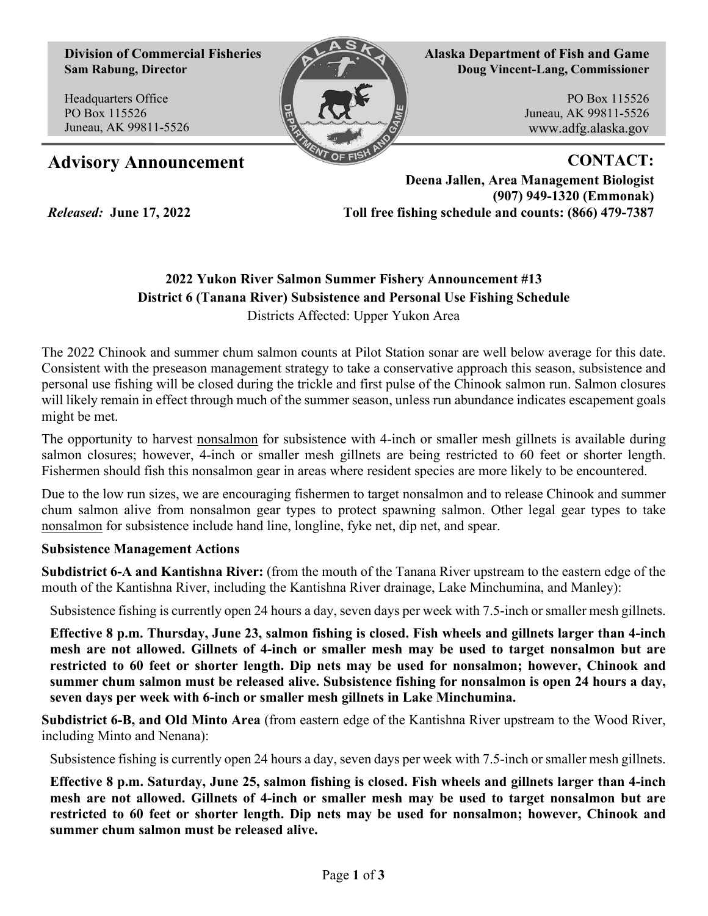**Division of Commercial Fisheries**
**Sam Rabung, Director**

Headquarters Office
PO Box 115526
Juneau, AK 99811-5526

**Alaska Department of Fish and Game**
**Doug Vincent-Lang, Commissioner**

PO Box 115526
Juneau, AK 99811-5526
www.adfg.alaska.gov

# Advisory Announcement

**CONTACT:**
**Deena Jallen, Area Management Biologist**
**(907) 949-1320 (Emmonak)**
**Toll free fishing schedule and counts: (866) 479-7387**

*Released:* **June 17, 2022**

## 2022 Yukon River Salmon Summer Fishery Announcement #13
## District 6 (Tanana River) Subsistence and Personal Use Fishing Schedule

Districts Affected: Upper Yukon Area

The 2022 Chinook and summer chum salmon counts at Pilot Station sonar are well below average for this date. Consistent with the preseason management strategy to take a conservative approach this season, subsistence and personal use fishing will be closed during the trickle and first pulse of the Chinook salmon run. Salmon closures will likely remain in effect through much of the summer season, unless run abundance indicates escapement goals might be met.

The opportunity to harvest nonsalmon for subsistence with 4-inch or smaller mesh gillnets is available during salmon closures; however, 4-inch or smaller mesh gillnets are being restricted to 60 feet or shorter length. Fishermen should fish this nonsalmon gear in areas where resident species are more likely to be encountered.

Due to the low run sizes, we are encouraging fishermen to target nonsalmon and to release Chinook and summer chum salmon alive from nonsalmon gear types to protect spawning salmon. Other legal gear types to take nonsalmon for subsistence include hand line, longline, fyke net, dip net, and spear.

**Subsistence Management Actions**

**Subdistrict 6-A and Kantishna River:** (from the mouth of the Tanana River upstream to the eastern edge of the mouth of the Kantishna River, including the Kantishna River drainage, Lake Minchumina, and Manley):

Subsistence fishing is currently open 24 hours a day, seven days per week with 7.5-inch or smaller mesh gillnets.

**Effective 8 p.m. Thursday, June 23, salmon fishing is closed. Fish wheels and gillnets larger than 4-inch mesh are not allowed. Gillnets of 4-inch or smaller mesh may be used to target nonsalmon but are restricted to 60 feet or shorter length. Dip nets may be used for nonsalmon; however, Chinook and summer chum salmon must be released alive. Subsistence fishing for nonsalmon is open 24 hours a day, seven days per week with 6-inch or smaller mesh gillnets in Lake Minchumina.**

**Subdistrict 6-B, and Old Minto Area** (from eastern edge of the Kantishna River upstream to the Wood River, including Minto and Nenana):

Subsistence fishing is currently open 24 hours a day, seven days per week with 7.5-inch or smaller mesh gillnets.

**Effective 8 p.m. Saturday, June 25, salmon fishing is closed. Fish wheels and gillnets larger than 4-inch mesh are not allowed. Gillnets of 4-inch or smaller mesh may be used to target nonsalmon but are restricted to 60 feet or shorter length. Dip nets may be used for nonsalmon; however, Chinook and summer chum salmon must be released alive.**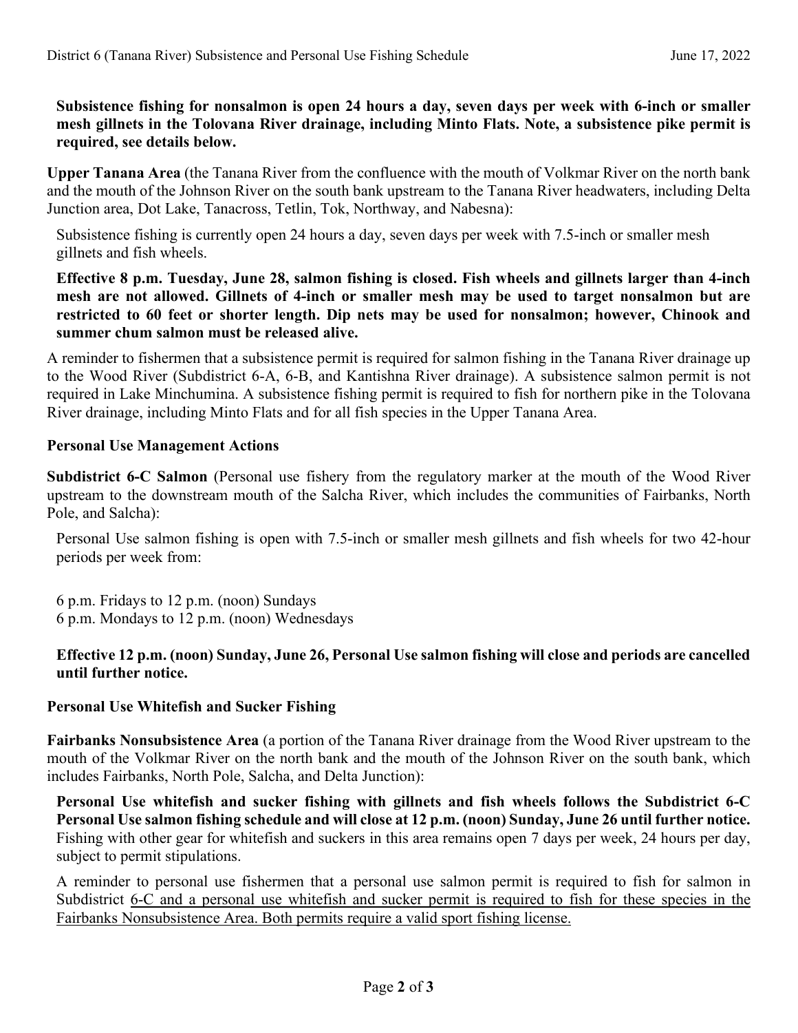**Subsistence fishing for nonsalmon is open 24 hours a day, seven days per week with 6-inch or smaller mesh gillnets in the Tolovana River drainage, including Minto Flats. Note, a subsistence pike permit is required, see details below.**

**Upper Tanana Area** (the Tanana River from the confluence with the mouth of Volkmar River on the north bank and the mouth of the Johnson River on the south bank upstream to the Tanana River headwaters, including Delta Junction area, Dot Lake, Tanacross, Tetlin, Tok, Northway, and Nabesna):

Subsistence fishing is currently open 24 hours a day, seven days per week with 7.5-inch or smaller mesh gillnets and fish wheels.

**Effective 8 p.m. Tuesday, June 28, salmon fishing is closed. Fish wheels and gillnets larger than 4-inch mesh are not allowed. Gillnets of 4-inch or smaller mesh may be used to target nonsalmon but are restricted to 60 feet or shorter length. Dip nets may be used for nonsalmon; however, Chinook and summer chum salmon must be released alive.**

A reminder to fishermen that a subsistence permit is required for salmon fishing in the Tanana River drainage up to the Wood River (Subdistrict 6-A, 6-B, and Kantishna River drainage). A subsistence salmon permit is not required in Lake Minchumina. A subsistence fishing permit is required to fish for northern pike in the Tolovana River drainage, including Minto Flats and for all fish species in the Upper Tanana Area.

## Personal Use Management Actions

**Subdistrict 6-C Salmon** (Personal use fishery from the regulatory marker at the mouth of the Wood River upstream to the downstream mouth of the Salcha River, which includes the communities of Fairbanks, North Pole, and Salcha):

Personal Use salmon fishing is open with 7.5-inch or smaller mesh gillnets and fish wheels for two 42-hour periods per week from:

6 p.m. Fridays to 12 p.m. (noon) Sundays
6 p.m. Mondays to 12 p.m. (noon) Wednesdays

**Effective 12 p.m. (noon) Sunday, June 26, Personal Use salmon fishing will close and periods are cancelled until further notice.**

## Personal Use Whitefish and Sucker Fishing

**Fairbanks Nonsubsistence Area** (a portion of the Tanana River drainage from the Wood River upstream to the mouth of the Volkmar River on the north bank and the mouth of the Johnson River on the south bank, which includes Fairbanks, North Pole, Salcha, and Delta Junction):

**Personal Use whitefish and sucker fishing with gillnets and fish wheels follows the Subdistrict 6-C Personal Use salmon fishing schedule and will close at 12 p.m. (noon) Sunday, June 26 until further notice.** Fishing with other gear for whitefish and suckers in this area remains open 7 days per week, 24 hours per day, subject to permit stipulations.

A reminder to personal use fishermen that a personal use salmon permit is required to fish for salmon in Subdistrict 6-C and a personal use whitefish and sucker permit is required to fish for these species in the Fairbanks Nonsubsistence Area. Both permits require a valid sport fishing license.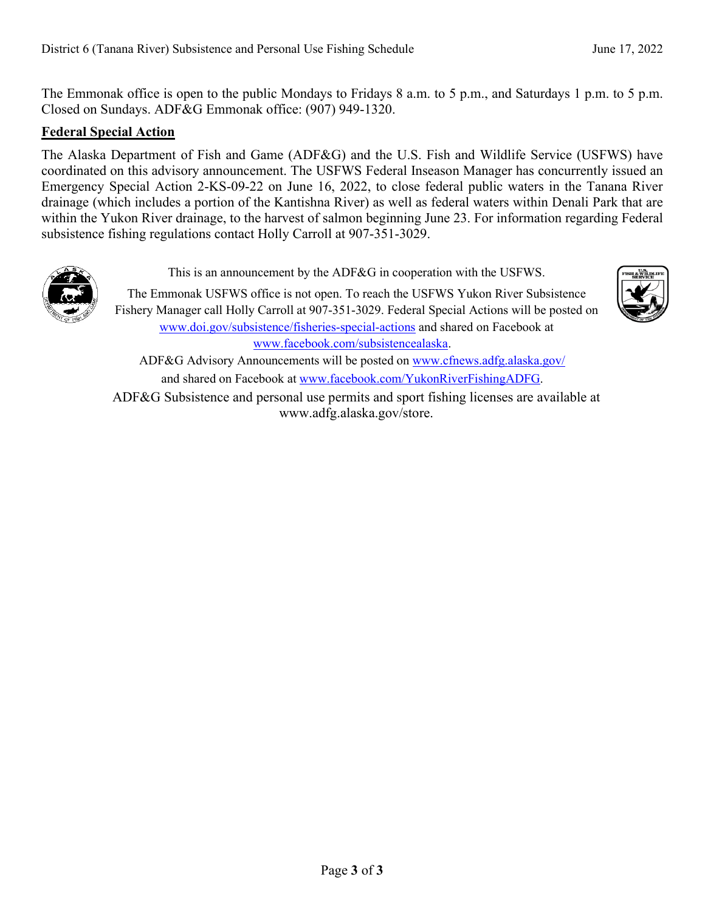The Emmonak office is open to the public Mondays to Fridays 8 a.m. to 5 p.m., and Saturdays 1 p.m. to 5 p.m. Closed on Sundays. ADF&G Emmonak office: (907) 949-1320.

**Federal Special Action**

The Alaska Department of Fish and Game (ADF&G) and the U.S. Fish and Wildlife Service (USFWS) have coordinated on this advisory announcement. The USFWS Federal Inseason Manager has concurrently issued an Emergency Special Action 2-KS-09-22 on June 16, 2022, to close federal public waters in the Tanana River drainage (which includes a portion of the Kantishna River) as well as federal waters within Denali Park that are within the Yukon River drainage, to the harvest of salmon beginning June 23. For information regarding Federal subsistence fishing regulations contact Holly Carroll at 907-351-3029.

This is an announcement by the ADF&G in cooperation with the USFWS.

The Emmonak USFWS office is not open. To reach the USFWS Yukon River Subsistence Fishery Manager call Holly Carroll at 907-351-3029. Federal Special Actions will be posted on www.doi.gov/subsistence/fisheries-special-actions and shared on Facebook at www.facebook.com/subsistencealaska.

ADF&G Advisory Announcements will be posted on www.cfnews.adfg.alaska.gov/ and shared on Facebook at www.facebook.com/YukonRiverFishingADFG.

ADF&G Subsistence and personal use permits and sport fishing licenses are available at www.adfg.alaska.gov/store.